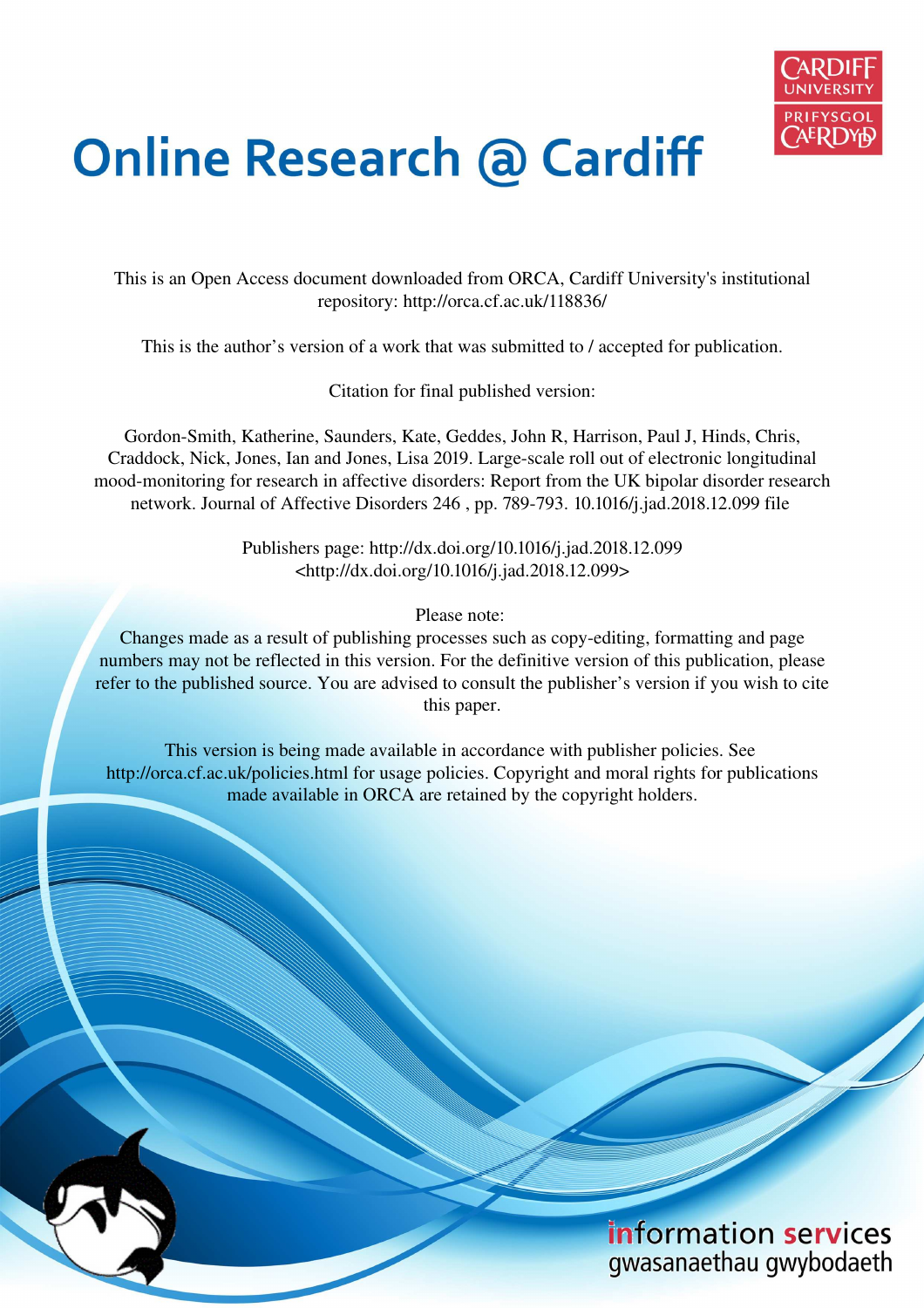# Online Research @ Cardiff

This is an Open Access document downloaded from ORCA, Cardiff University's institutional repository: http://orca.cf.ac.uk/118836/

This is the author's version of a work that was submitted to / accepted for publication.

Citation for final published version:

Gordon-Smith, Katherine, Saunders, Kate, Geddes, John R, Harrison, Paul J, Hinds, Chris, Craddock, Nick, Jones, Ian and Jones, Lisa 2019. Large-scale roll out of electronic longitudinal mood-monitoring for research in affective disorders: Report from the UK bipolar disorder research network. Journal of Affective Disorders 246 , pp. 789-793. 10.1016/j.jad.2018.12.099 file

Publishers page: http://dx.doi.org/10.1016/j.jad.2018.12.099
<http://dx.doi.org/10.1016/j.jad.2018.12.099>

Please note:
Changes made as a result of publishing processes such as copy-editing, formatting and page numbers may not be reflected in this version. For the definitive version of this publication, please refer to the published source. You are advised to consult the publisher's version if you wish to cite this paper.

This version is being made available in accordance with publisher policies. See http://orca.cf.ac.uk/policies.html for usage policies. Copyright and moral rights for publications made available in ORCA are retained by the copyright holders.

information services
gwasanaethau gwybodaeth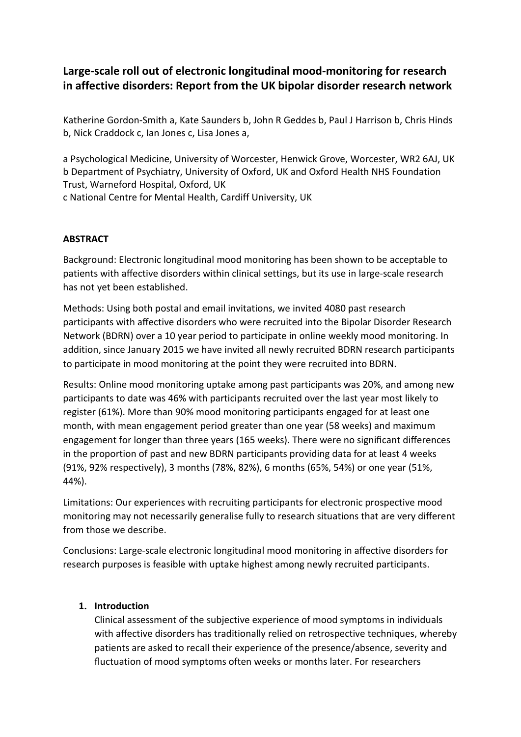# Large-scale roll out of electronic longitudinal mood-monitoring for research in affective disorders: Report from the UK bipolar disorder research network

Katherine Gordon-Smith a, Kate Saunders b, John R Geddes b, Paul J Harrison b, Chris Hinds b, Nick Craddock c, Ian Jones c, Lisa Jones a,

a Psychological Medicine, University of Worcester, Henwick Grove, Worcester, WR2 6AJ, UK
b Department of Psychiatry, University of Oxford, UK and Oxford Health NHS Foundation Trust, Warneford Hospital, Oxford, UK
c National Centre for Mental Health, Cardiff University, UK

## ABSTRACT

Background: Electronic longitudinal mood monitoring has been shown to be acceptable to patients with affective disorders within clinical settings, but its use in large-scale research has not yet been established.

Methods: Using both postal and email invitations, we invited 4080 past research participants with affective disorders who were recruited into the Bipolar Disorder Research Network (BDRN) over a 10 year period to participate in online weekly mood monitoring. In addition, since January 2015 we have invited all newly recruited BDRN research participants to participate in mood monitoring at the point they were recruited into BDRN.

Results: Online mood monitoring uptake among past participants was 20%, and among new participants to date was 46% with participants recruited over the last year most likely to register (61%). More than 90% mood monitoring participants engaged for at least one month, with mean engagement period greater than one year (58 weeks) and maximum engagement for longer than three years (165 weeks). There were no significant differences in the proportion of past and new BDRN participants providing data for at least 4 weeks (91%, 92% respectively), 3 months (78%, 82%), 6 months (65%, 54%) or one year (51%, 44%).

Limitations: Our experiences with recruiting participants for electronic prospective mood monitoring may not necessarily generalise fully to research situations that are very different from those we describe.

Conclusions: Large-scale electronic longitudinal mood monitoring in affective disorders for research purposes is feasible with uptake highest among newly recruited participants.

## 1. Introduction

Clinical assessment of the subjective experience of mood symptoms in individuals with affective disorders has traditionally relied on retrospective techniques, whereby patients are asked to recall their experience of the presence/absence, severity and fluctuation of mood symptoms often weeks or months later. For researchers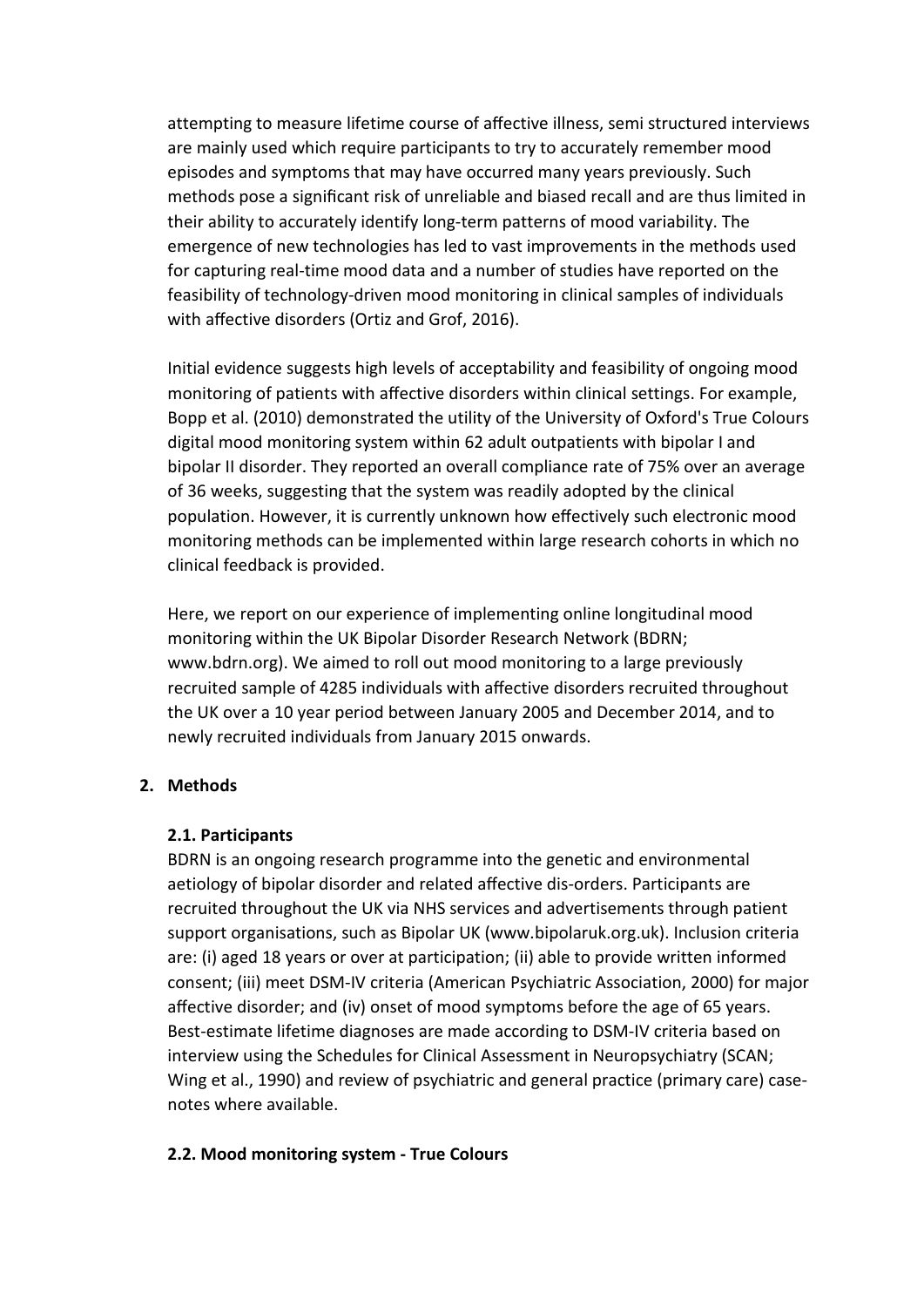attempting to measure lifetime course of affective illness, semi structured interviews are mainly used which require participants to try to accurately remember mood episodes and symptoms that may have occurred many years previously. Such methods pose a significant risk of unreliable and biased recall and are thus limited in their ability to accurately identify long-term patterns of mood variability. The emergence of new technologies has led to vast improvements in the methods used for capturing real-time mood data and a number of studies have reported on the feasibility of technology-driven mood monitoring in clinical samples of individuals with affective disorders (Ortiz and Grof, 2016).

Initial evidence suggests high levels of acceptability and feasibility of ongoing mood monitoring of patients with affective disorders within clinical settings. For example, Bopp et al. (2010) demonstrated the utility of the University of Oxford's True Colours digital mood monitoring system within 62 adult outpatients with bipolar I and bipolar II disorder. They reported an overall compliance rate of 75% over an average of 36 weeks, suggesting that the system was readily adopted by the clinical population. However, it is currently unknown how effectively such electronic mood monitoring methods can be implemented within large research cohorts in which no clinical feedback is provided.

Here, we report on our experience of implementing online longitudinal mood monitoring within the UK Bipolar Disorder Research Network (BDRN; www.bdrn.org). We aimed to roll out mood monitoring to a large previously recruited sample of 4285 individuals with affective disorders recruited throughout the UK over a 10 year period between January 2005 and December 2014, and to newly recruited individuals from January 2015 onwards.

## 2. Methods

### 2.1. Participants

BDRN is an ongoing research programme into the genetic and environmental aetiology of bipolar disorder and related affective dis-orders. Participants are recruited throughout the UK via NHS services and advertisements through patient support organisations, such as Bipolar UK (www.bipolaruk.org.uk). Inclusion criteria are: (i) aged 18 years or over at participation; (ii) able to provide written informed consent; (iii) meet DSM-IV criteria (American Psychiatric Association, 2000) for major affective disorder; and (iv) onset of mood symptoms before the age of 65 years. Best-estimate lifetime diagnoses are made according to DSM-IV criteria based on interview using the Schedules for Clinical Assessment in Neuropsychiatry (SCAN; Wing et al., 1990) and review of psychiatric and general practice (primary care) case-notes where available.

### 2.2. Mood monitoring system - True Colours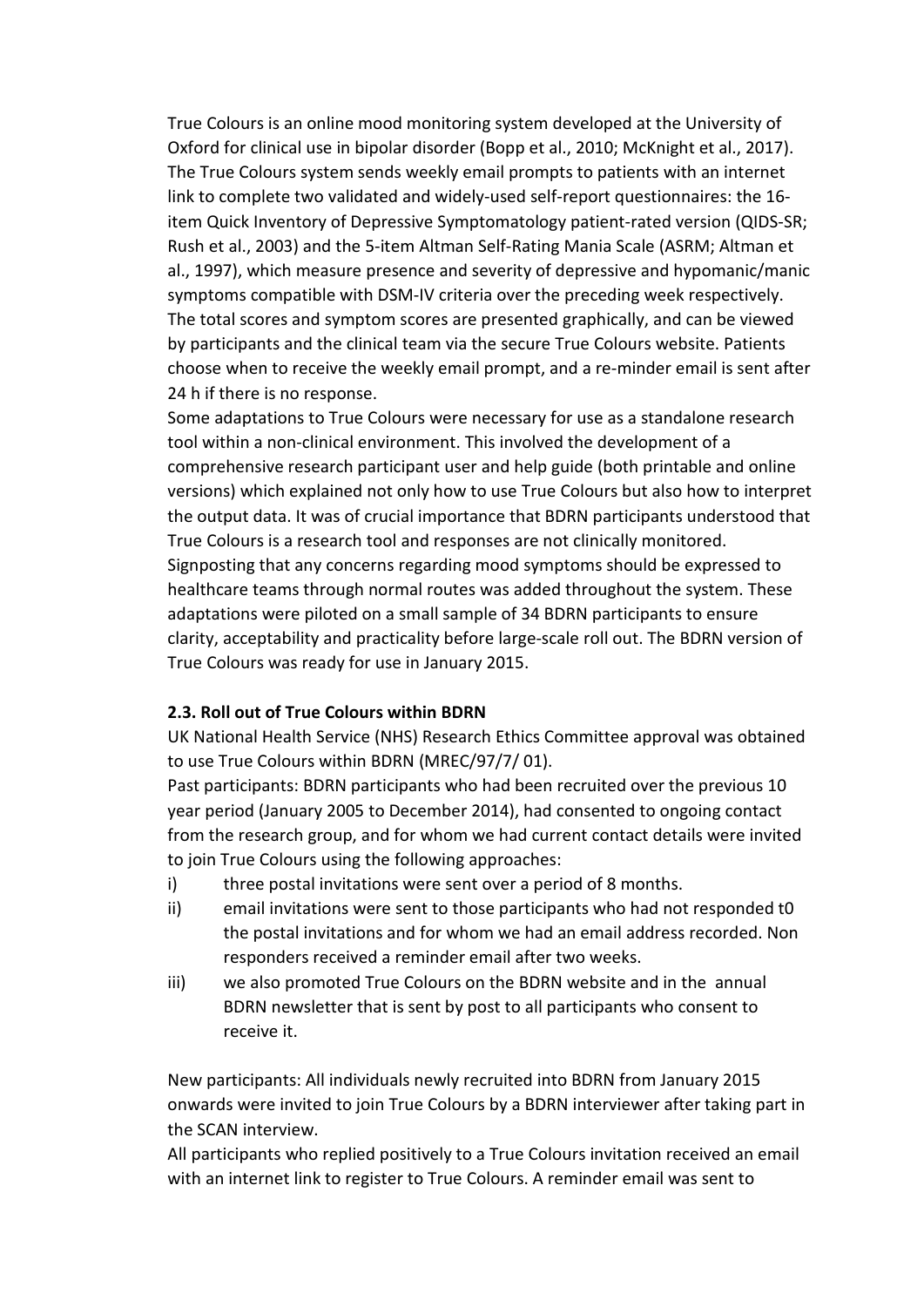True Colours is an online mood monitoring system developed at the University of Oxford for clinical use in bipolar disorder (Bopp et al., 2010; McKnight et al., 2017). The True Colours system sends weekly email prompts to patients with an internet link to complete two validated and widely-used self-report questionnaires: the 16-item Quick Inventory of Depressive Symptomatology patient-rated version (QIDS-SR; Rush et al., 2003) and the 5-item Altman Self-Rating Mania Scale (ASRM; Altman et al., 1997), which measure presence and severity of depressive and hypomanic/manic symptoms compatible with DSM-IV criteria over the preceding week respectively. The total scores and symptom scores are presented graphically, and can be viewed by participants and the clinical team via the secure True Colours website. Patients choose when to receive the weekly email prompt, and a re-minder email is sent after 24 h if there is no response.

Some adaptations to True Colours were necessary for use as a standalone research tool within a non-clinical environment. This involved the development of a comprehensive research participant user and help guide (both printable and online versions) which explained not only how to use True Colours but also how to interpret the output data. It was of crucial importance that BDRN participants understood that True Colours is a research tool and responses are not clinically monitored. Signposting that any concerns regarding mood symptoms should be expressed to healthcare teams through normal routes was added throughout the system. These adaptations were piloted on a small sample of 34 BDRN participants to ensure clarity, acceptability and practicality before large-scale roll out. The BDRN version of True Colours was ready for use in January 2015.

**2.3. Roll out of True Colours within BDRN**

UK National Health Service (NHS) Research Ethics Committee approval was obtained to use True Colours within BDRN (MREC/97/7/ 01).

Past participants: BDRN participants who had been recruited over the previous 10 year period (January 2005 to December 2014), had consented to ongoing contact from the research group, and for whom we had current contact details were invited to join True Colours using the following approaches:

i) three postal invitations were sent over a period of 8 months.
ii) email invitations were sent to those participants who had not responded t0 the postal invitations and for whom we had an email address recorded. Non responders received a reminder email after two weeks.
iii) we also promoted True Colours on the BDRN website and in the annual BDRN newsletter that is sent by post to all participants who consent to receive it.

New participants: All individuals newly recruited into BDRN from January 2015 onwards were invited to join True Colours by a BDRN interviewer after taking part in the SCAN interview.

All participants who replied positively to a True Colours invitation received an email with an internet link to register to True Colours. A reminder email was sent to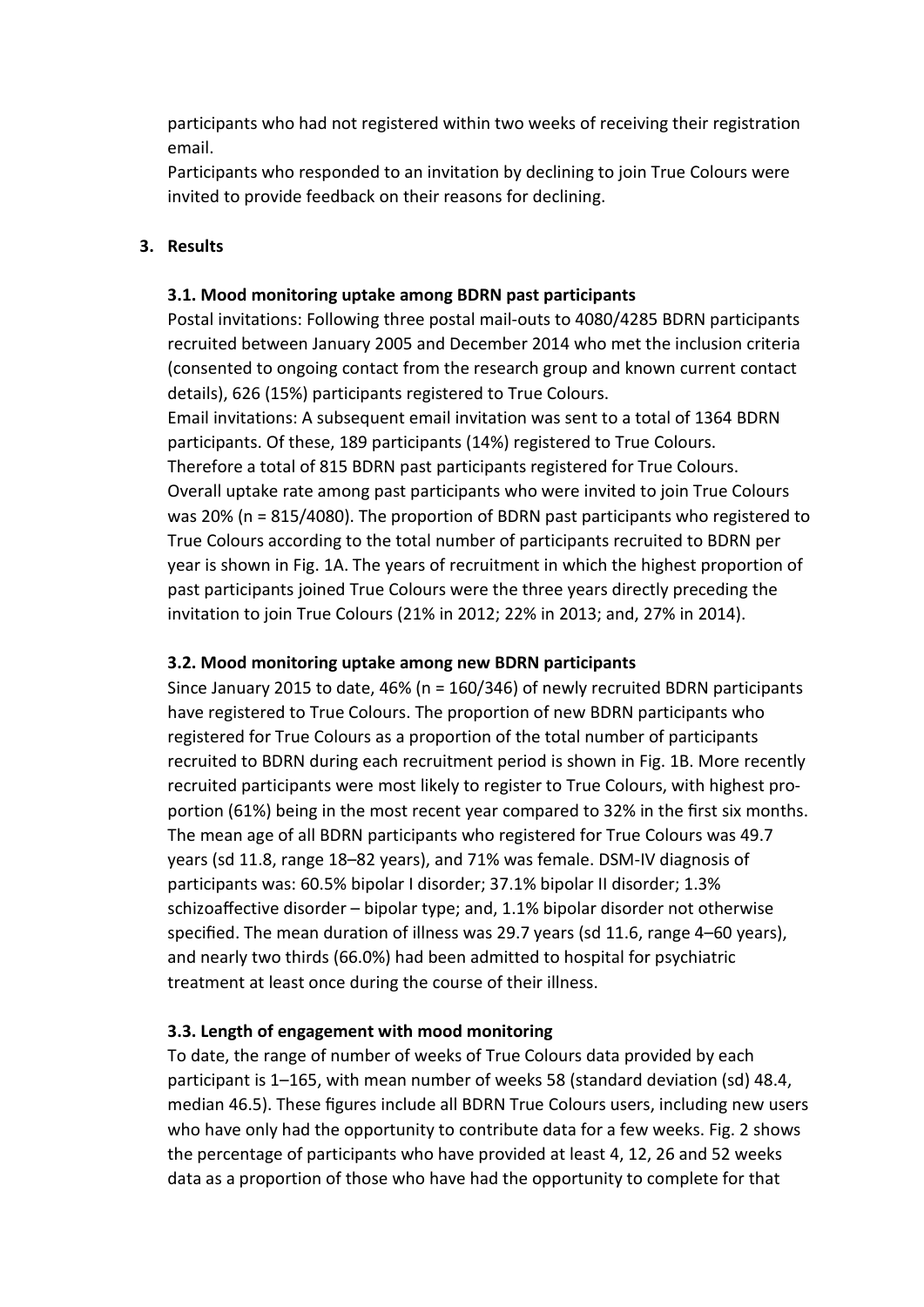participants who had not registered within two weeks of receiving their registration email.

Participants who responded to an invitation by declining to join True Colours were invited to provide feedback on their reasons for declining.

## 3. Results

### 3.1. Mood monitoring uptake among BDRN past participants

Postal invitations: Following three postal mail-outs to 4080/4285 BDRN participants recruited between January 2005 and December 2014 who met the inclusion criteria (consented to ongoing contact from the research group and known current contact details), 626 (15%) participants registered to True Colours.

Email invitations: A subsequent email invitation was sent to a total of 1364 BDRN participants. Of these, 189 participants (14%) registered to True Colours.

Therefore a total of 815 BDRN past participants registered for True Colours.

Overall uptake rate among past participants who were invited to join True Colours was 20% (n = 815/4080). The proportion of BDRN past participants who registered to True Colours according to the total number of participants recruited to BDRN per year is shown in Fig. 1A. The years of recruitment in which the highest proportion of past participants joined True Colours were the three years directly preceding the invitation to join True Colours (21% in 2012; 22% in 2013; and, 27% in 2014).

### 3.2. Mood monitoring uptake among new BDRN participants

Since January 2015 to date, 46% (n = 160/346) of newly recruited BDRN participants have registered to True Colours. The proportion of new BDRN participants who registered for True Colours as a proportion of the total number of participants recruited to BDRN during each recruitment period is shown in Fig. 1B. More recently recruited participants were most likely to register to True Colours, with highest proportion (61%) being in the most recent year compared to 32% in the first six months. The mean age of all BDRN participants who registered for True Colours was 49.7 years (sd 11.8, range 18–82 years), and 71% was female. DSM-IV diagnosis of participants was: 60.5% bipolar I disorder; 37.1% bipolar II disorder; 1.3% schizoaffective disorder – bipolar type; and, 1.1% bipolar disorder not otherwise specified. The mean duration of illness was 29.7 years (sd 11.6, range 4–60 years), and nearly two thirds (66.0%) had been admitted to hospital for psychiatric treatment at least once during the course of their illness.

### 3.3. Length of engagement with mood monitoring

To date, the range of number of weeks of True Colours data provided by each participant is 1–165, with mean number of weeks 58 (standard deviation (sd) 48.4, median 46.5). These figures include all BDRN True Colours users, including new users who have only had the opportunity to contribute data for a few weeks. Fig. 2 shows the percentage of participants who have provided at least 4, 12, 26 and 52 weeks data as a proportion of those who have had the opportunity to complete for that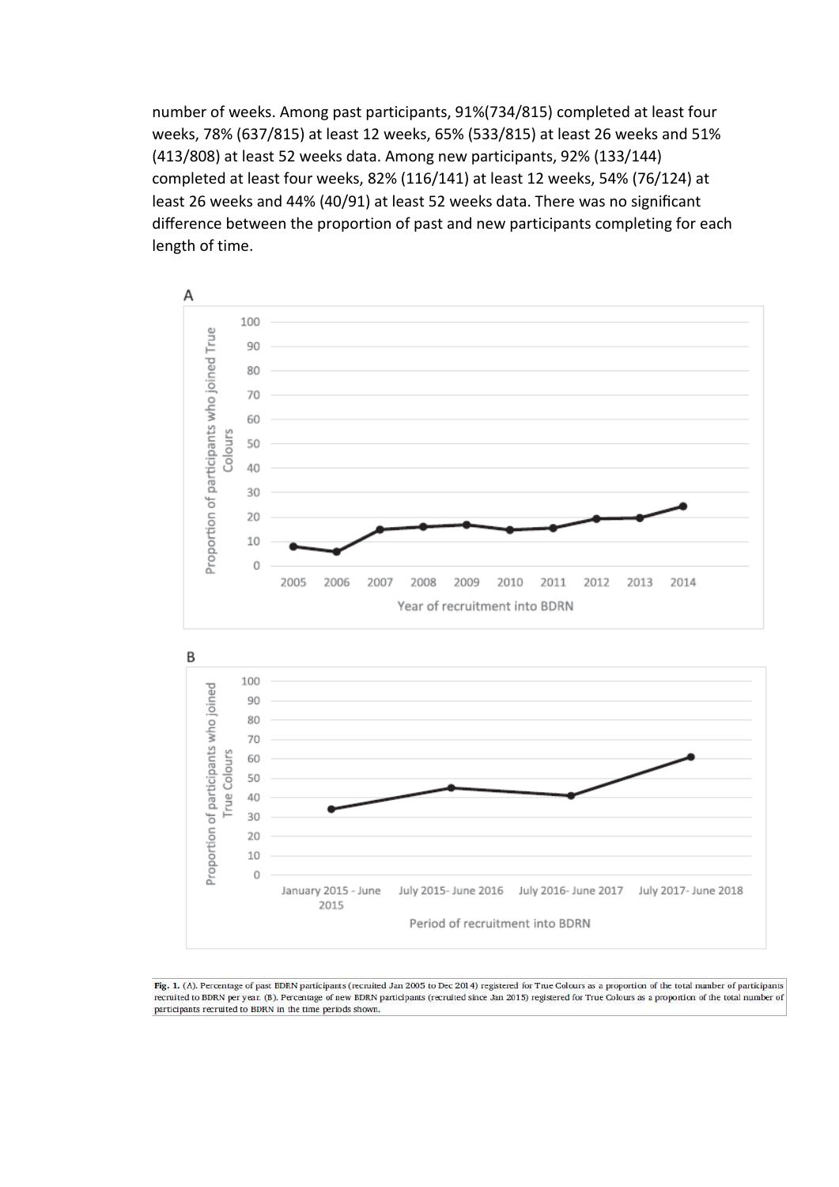number of weeks. Among past participants, 91%(734/815) completed at least four weeks, 78% (637/815) at least 12 weeks, 65% (533/815) at least 26 weeks and 51% (413/808) at least 52 weeks data. Among new participants, 92% (133/144) completed at least four weeks, 82% (116/141) at least 12 weeks, 54% (76/124) at least 26 weeks and 44% (40/91) at least 52 weeks data. There was no significant difference between the proportion of past and new participants completing for each length of time.

**Fig. 1.** (*A*). Percentage of past BDRN participants (recruited Jan 2005 to Dec 2014) registered for True Colours as a proportion of the total number of participants recruited to BDRN per year. (B). Percentage of new BDRN participants (recruited since Jan 2015) registered for True Colours as a proportion of the total number of participants recruited to BDRN in the time periods shown.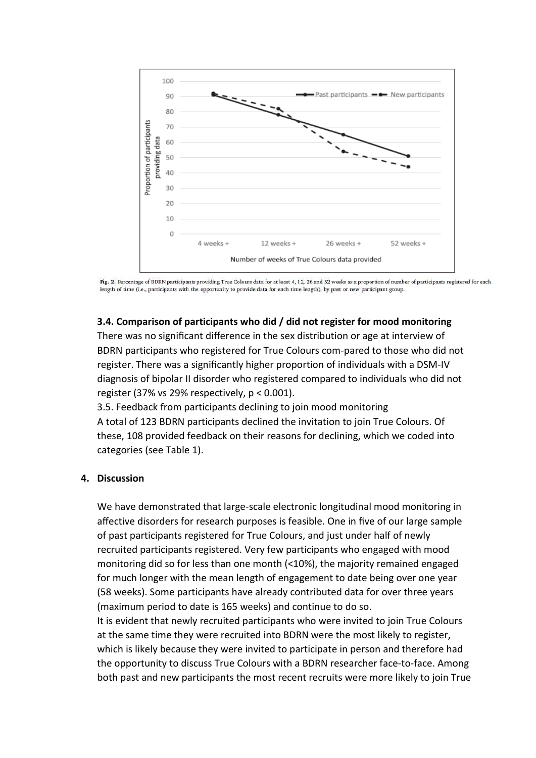Fig. 2. Percentage of BDRN participants providing True Colours data for at least 4, 12, 26 and 52 weeks as a proportion of number of participants registered for each length of time (i.e., participants with the opportunity to provide data for each time length), by past or new participant group.

### 3.4. Comparison of participants who did / did not register for mood monitoring

There was no significant difference in the sex distribution or age at interview of BDRN participants who registered for True Colours com-pared to those who did not register. There was a significantly higher proportion of individuals with a DSM-IV diagnosis of bipolar II disorder who registered compared to individuals who did not register (37% vs 29% respectively, $p < 0.001$).

3.5. Feedback from participants declining to join mood monitoring

A total of 123 BDRN participants declined the invitation to join True Colours. Of these, 108 provided feedback on their reasons for declining, which we coded into categories (see Table 1).

## 4. Discussion

We have demonstrated that large-scale electronic longitudinal mood monitoring in affective disorders for research purposes is feasible. One in five of our large sample of past participants registered for True Colours, and just under half of newly recruited participants registered. Very few participants who engaged with mood monitoring did so for less than one month (<10%), the majority remained engaged for much longer with the mean length of engagement to date being over one year (58 weeks). Some participants have already contributed data for over three years (maximum period to date is 165 weeks) and continue to do so.

It is evident that newly recruited participants who were invited to join True Colours at the same time they were recruited into BDRN were the most likely to register, which is likely because they were invited to participate in person and therefore had the opportunity to discuss True Colours with a BDRN researcher face-to-face. Among both past and new participants the most recent recruits were more likely to join True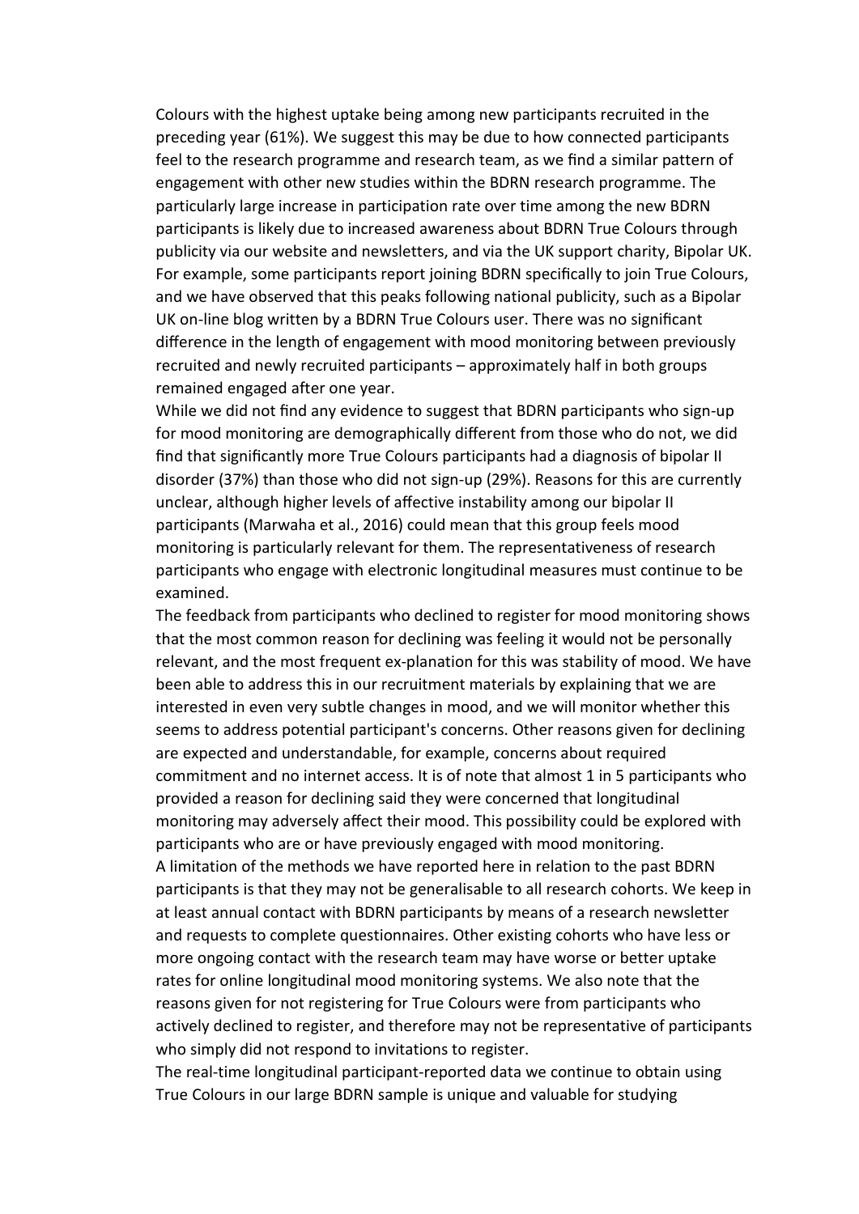Colours with the highest uptake being among new participants recruited in the preceding year (61%). We suggest this may be due to how connected participants feel to the research programme and research team, as we find a similar pattern of engagement with other new studies within the BDRN research programme. The particularly large increase in participation rate over time among the new BDRN participants is likely due to increased awareness about BDRN True Colours through publicity via our website and newsletters, and via the UK support charity, Bipolar UK. For example, some participants report joining BDRN specifically to join True Colours, and we have observed that this peaks following national publicity, such as a Bipolar UK on-line blog written by a BDRN True Colours user. There was no significant difference in the length of engagement with mood monitoring between previously recruited and newly recruited participants – approximately half in both groups remained engaged after one year.

While we did not find any evidence to suggest that BDRN participants who sign-up for mood monitoring are demographically different from those who do not, we did find that significantly more True Colours participants had a diagnosis of bipolar II disorder (37%) than those who did not sign-up (29%). Reasons for this are currently unclear, although higher levels of affective instability among our bipolar II participants (Marwaha et al., 2016) could mean that this group feels mood monitoring is particularly relevant for them. The representativeness of research participants who engage with electronic longitudinal measures must continue to be examined.

The feedback from participants who declined to register for mood monitoring shows that the most common reason for declining was feeling it would not be personally relevant, and the most frequent ex-planation for this was stability of mood. We have been able to address this in our recruitment materials by explaining that we are interested in even very subtle changes in mood, and we will monitor whether this seems to address potential participant's concerns. Other reasons given for declining are expected and understandable, for example, concerns about required commitment and no internet access. It is of note that almost 1 in 5 participants who provided a reason for declining said they were concerned that longitudinal monitoring may adversely affect their mood. This possibility could be explored with participants who are or have previously engaged with mood monitoring.

A limitation of the methods we have reported here in relation to the past BDRN participants is that they may not be generalisable to all research cohorts. We keep in at least annual contact with BDRN participants by means of a research newsletter and requests to complete questionnaires. Other existing cohorts who have less or more ongoing contact with the research team may have worse or better uptake rates for online longitudinal mood monitoring systems. We also note that the reasons given for not registering for True Colours were from participants who actively declined to register, and therefore may not be representative of participants who simply did not respond to invitations to register.

The real-time longitudinal participant-reported data we continue to obtain using True Colours in our large BDRN sample is unique and valuable for studying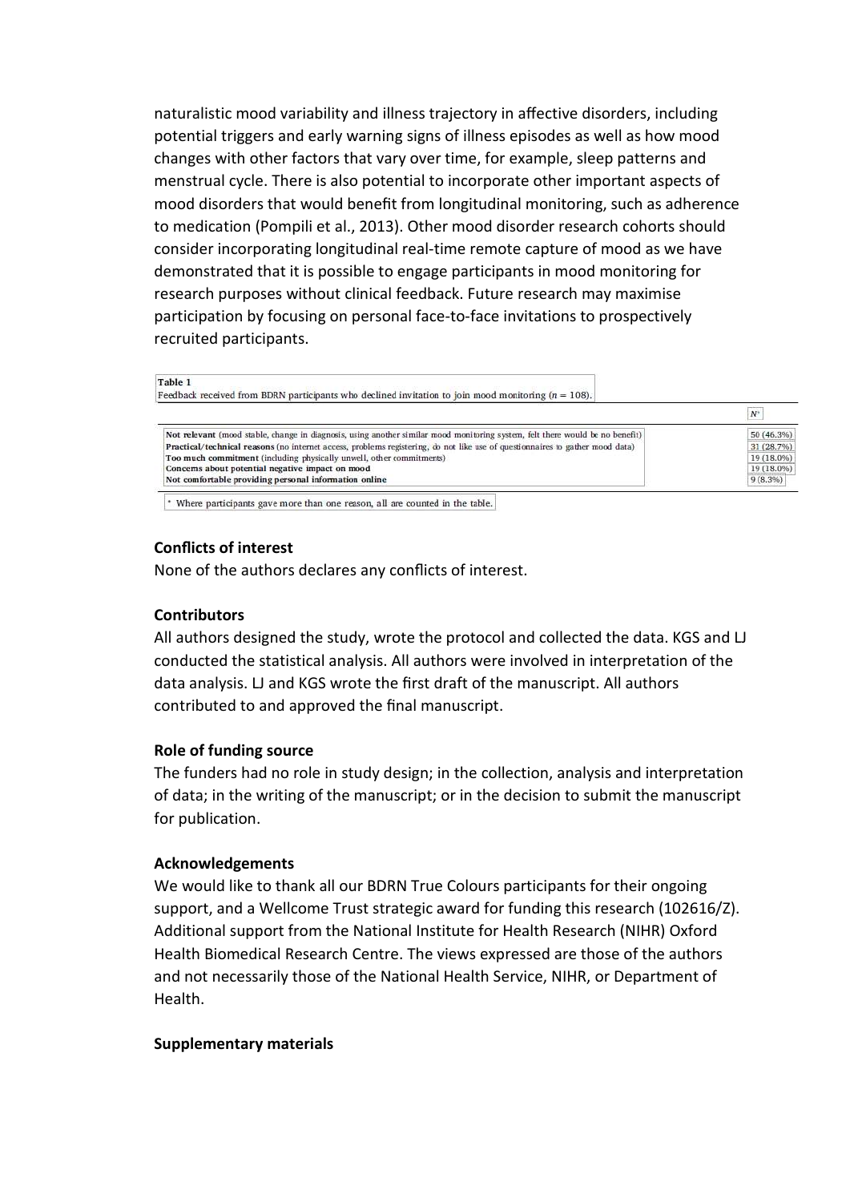naturalistic mood variability and illness trajectory in affective disorders, including potential triggers and early warning signs of illness episodes as well as how mood changes with other factors that vary over time, for example, sleep patterns and menstrual cycle. There is also potential to incorporate other important aspects of mood disorders that would benefit from longitudinal monitoring, such as adherence to medication (Pompili et al., 2013). Other mood disorder research cohorts should consider incorporating longitudinal real-time remote capture of mood as we have demonstrated that it is possible to engage participants in mood monitoring for research purposes without clinical feedback. Future research may maximise participation by focusing on personal face-to-face invitations to prospectively recruited participants.

**Table 1**
Feedback received from BDRN participants who declined invitation to join mood monitoring ($n = 108$).

| | $N^*$ |
|---|---|
| **Not relevant** (mood stable, change in diagnosis, using another similar mood monitoring system, felt there would be no benefit) | 50 (46.3%) |
| **Practical/technical reasons** (no internet access, problems registering, do not like use of questionnaires to gather mood data) | 31 (28.7%) |
| **Too much commitment** (including physically unwell, other commitments) | 19 (18.0%) |
| **Concerns about potential negative impact on mood** | 19 (18.0%) |
| **Not comfortable providing personal information online** | 9 (8.3%) |

\* Where participants gave more than one reason, all are counted in the table.

## Conflicts of interest

None of the authors declares any conflicts of interest.

## Contributors

All authors designed the study, wrote the protocol and collected the data. KGS and LJ conducted the statistical analysis. All authors were involved in interpretation of the data analysis. LJ and KGS wrote the first draft of the manuscript. All authors contributed to and approved the final manuscript.

## Role of funding source

The funders had no role in study design; in the collection, analysis and interpretation of data; in the writing of the manuscript; or in the decision to submit the manuscript for publication.

## Acknowledgements

We would like to thank all our BDRN True Colours participants for their ongoing support, and a Wellcome Trust strategic award for funding this research (102616/Z). Additional support from the National Institute for Health Research (NIHR) Oxford Health Biomedical Research Centre. The views expressed are those of the authors and not necessarily those of the National Health Service, NIHR, or Department of Health.

## Supplementary materials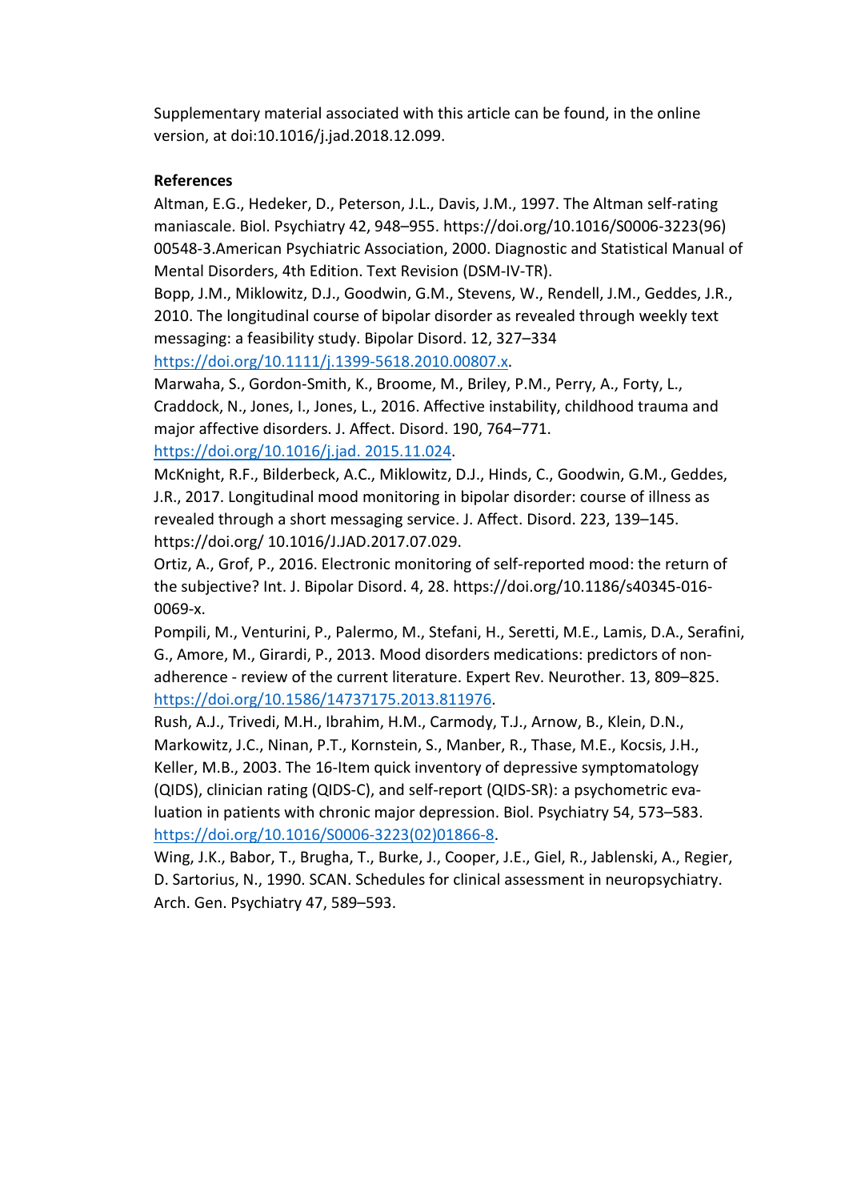Supplementary material associated with this article can be found, in the online version, at doi:10.1016/j.jad.2018.12.099.

**References**

Altman, E.G., Hedeker, D., Peterson, J.L., Davis, J.M., 1997. The Altman self-rating maniascale. Biol. Psychiatry 42, 948–955. https://doi.org/10.1016/S0006-3223(96)00548-3.American Psychiatric Association, 2000. Diagnostic and Statistical Manual of Mental Disorders, 4th Edition. Text Revision (DSM-IV-TR).

Bopp, J.M., Miklowitz, D.J., Goodwin, G.M., Stevens, W., Rendell, J.M., Geddes, J.R., 2010. The longitudinal course of bipolar disorder as revealed through weekly text messaging: a feasibility study. Bipolar Disord. 12, 327–334 https://doi.org/10.1111/j.1399-5618.2010.00807.x.

Marwaha, S., Gordon-Smith, K., Broome, M., Briley, P.M., Perry, A., Forty, L., Craddock, N., Jones, I., Jones, L., 2016. Affective instability, childhood trauma and major affective disorders. J. Affect. Disord. 190, 764–771. https://doi.org/10.1016/j.jad. 2015.11.024.

McKnight, R.F., Bilderbeck, A.C., Miklowitz, D.J., Hinds, C., Goodwin, G.M., Geddes, J.R., 2017. Longitudinal mood monitoring in bipolar disorder: course of illness as revealed through a short messaging service. J. Affect. Disord. 223, 139–145. https://doi.org/ 10.1016/J.JAD.2017.07.029.

Ortiz, A., Grof, P., 2016. Electronic monitoring of self-reported mood: the return of the subjective? Int. J. Bipolar Disord. 4, 28. https://doi.org/10.1186/s40345-016-0069-x.

Pompili, M., Venturini, P., Palermo, M., Stefani, H., Seretti, M.E., Lamis, D.A., Serafini, G., Amore, M., Girardi, P., 2013. Mood disorders medications: predictors of non-adherence - review of the current literature. Expert Rev. Neurother. 13, 809–825. https://doi.org/10.1586/14737175.2013.811976.

Rush, A.J., Trivedi, M.H., Ibrahim, H.M., Carmody, T.J., Arnow, B., Klein, D.N., Markowitz, J.C., Ninan, P.T., Kornstein, S., Manber, R., Thase, M.E., Kocsis, J.H., Keller, M.B., 2003. The 16-Item quick inventory of depressive symptomatology (QIDS), clinician rating (QIDS-C), and self-report (QIDS-SR): a psychometric evaluation in patients with chronic major depression. Biol. Psychiatry 54, 573–583. https://doi.org/10.1016/S0006-3223(02)01866-8.

Wing, J.K., Babor, T., Brugha, T., Burke, J., Cooper, J.E., Giel, R., Jablenski, A., Regier, D. Sartorius, N., 1990. SCAN. Schedules for clinical assessment in neuropsychiatry. Arch. Gen. Psychiatry 47, 589–593.